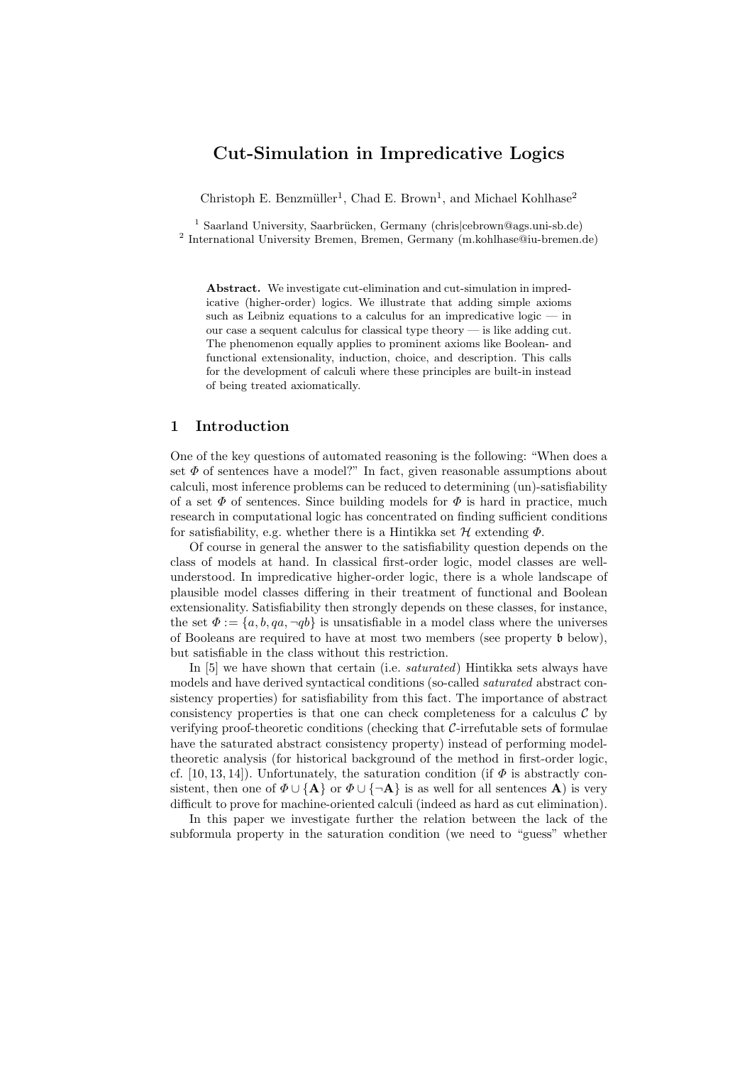# Cut-Simulation in Impredicative Logics

Christoph E. Benzmüller[1], Chad E. Brown[1], and Michael Kohlhase[2]

[1] Saarland University, Saarbrücken, Germany (chris|cebrown@ags.uni-sb.de)
[2] International University Bremen, Bremen, Germany (m.kohlhase@iu-bremen.de)

**Abstract.** We investigate cut-elimination and cut-simulation in impredicative (higher-order) logics. We illustrate that adding simple axioms such as Leibniz equations to a calculus for an impredicative logic — in our case a sequent calculus for classical type theory — is like adding cut. The phenomenon equally applies to prominent axioms like Boolean- and functional extensionality, induction, choice, and description. This calls for the development of calculi where these principles are built-in instead of being treated axiomatically.

## 1 Introduction

One of the key questions of automated reasoning is the following: "When does a set $\Phi$ of sentences have a model?" In fact, given reasonable assumptions about calculi, most inference problems can be reduced to determining (un)-satisfiability of a set $\Phi$ of sentences. Since building models for $\Phi$ is hard in practice, much research in computational logic has concentrated on finding sufficient conditions for satisfiability, e.g. whether there is a Hintikka set $\mathcal{H}$ extending $\Phi$.

Of course in general the answer to the satisfiability question depends on the class of models at hand. In classical first-order logic, model classes are well-understood. In impredicative higher-order logic, there is a whole landscape of plausible model classes differing in their treatment of functional and Boolean extensionality. Satisfiability then strongly depends on these classes, for instance, the set $\Phi := \{a, b, qa, \neg qb\}$ is unsatisfiable in a model class where the universes of Booleans are required to have at most two members (see property $\mathfrak{b}$ below), but satisfiable in the class without this restriction.

In [5] we have shown that certain (i.e. *saturated*) Hintikka sets always have models and have derived syntactical conditions (so-called *saturated* abstract consistency properties) for satisfiability from this fact. The importance of abstract consistency properties is that one can check completeness for a calculus $\mathcal{C}$ by verifying proof-theoretic conditions (checking that $\mathcal{C}$-irrefutable sets of formulae have the saturated abstract consistency property) instead of performing model-theoretic analysis (for historical background of the method in first-order logic, cf. [10, 13, 14]). Unfortunately, the saturation condition (if $\Phi$ is abstractly consistent, then one of $\Phi \cup \{\mathbf{A}\}$ or $\Phi \cup \{\neg\mathbf{A}\}$ is as well for all sentences $\mathbf{A}$) is very difficult to prove for machine-oriented calculi (indeed as hard as cut elimination).

In this paper we investigate further the relation between the lack of the subformula property in the saturation condition (we need to "guess" whether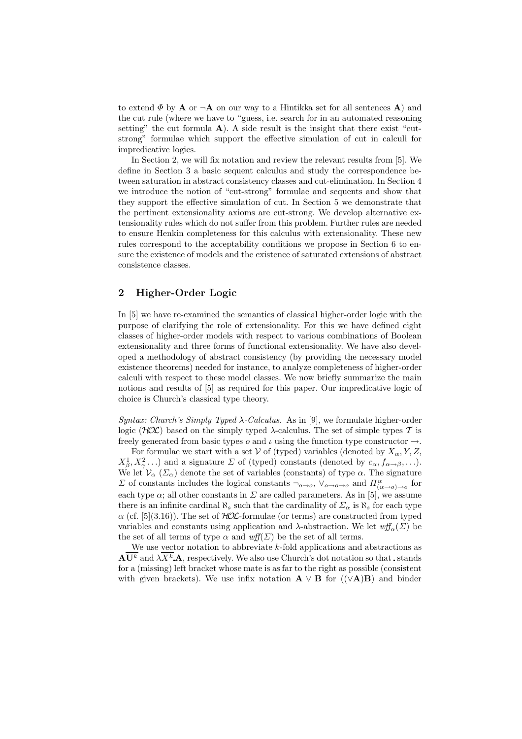to extend $\Phi$ by $\mathbf{A}$ or $\neg\mathbf{A}$ on our way to a Hintikka set for all sentences $\mathbf{A}$) and the cut rule (where we have to "guess, i.e. search for in an automated reasoning setting" the cut formula $\mathbf{A}$). A side result is the insight that there exist "cut-strong" formulae which support the effective simulation of cut in calculi for impredicative logics.

In Section 2, we will fix notation and review the relevant results from [5]. We define in Section 3 a basic sequent calculus and study the correspondence between saturation in abstract consistency classes and cut-elimination. In Section 4 we introduce the notion of "cut-strong" formulae and sequents and show that they support the effective simulation of cut. In Section 5 we demonstrate that the pertinent extensionality axioms are cut-strong. We develop alternative extensionality rules which do not suffer from this problem. Further rules are needed to ensure Henkin completeness for this calculus with extensionality. These new rules correspond to the acceptability conditions we propose in Section 6 to ensure the existence of models and the existence of saturated extensions of abstract consistence classes.

## 2 Higher-Order Logic

In [5] we have re-examined the semantics of classical higher-order logic with the purpose of clarifying the role of extensionality. For this we have defined eight classes of higher-order models with respect to various combinations of Boolean extensionality and three forms of functional extensionality. We have also developed a methodology of abstract consistency (by providing the necessary model existence theorems) needed for instance, to analyze completeness of higher-order calculi with respect to these model classes. We now briefly summarize the main notions and results of [5] as required for this paper. Our impredicative logic of choice is Church's classical type theory.

*Syntax: Church's Simply Typed λ-Calculus.* As in [9], we formulate higher-order logic ($\mathcal{HOL}$) based on the simply typed λ-calculus. The set of simple types $\mathcal{T}$ is freely generated from basic types $o$ and $\iota$ using the function type constructor $\rightarrow$.

For formulae we start with a set $\mathcal{V}$ of (typed) variables (denoted by $X_\alpha, Y, Z, X^1_\beta, X^2_\gamma \ldots$) and a signature $\Sigma$ of (typed) constants (denoted by $c_\alpha, f_{\alpha\rightarrow\beta}, \ldots$). We let $\mathcal{V}_\alpha$ ($\Sigma_\alpha$) denote the set of variables (constants) of type $\alpha$. The signature $\Sigma$ of constants includes the logical constants $\neg_{o\rightarrow o}$, $\vee_{o\rightarrow o\rightarrow o}$ and $\Pi^\alpha_{(\alpha\rightarrow o)\rightarrow o}$ for each type $\alpha$; all other constants in $\Sigma$ are called parameters. As in [5], we assume there is an infinite cardinal $\aleph_s$ such that the cardinality of $\Sigma_\alpha$ is $\aleph_s$ for each type $\alpha$ (cf. [5](3.16)). The set of $\mathcal{HOL}$-formulae (or terms) are constructed from typed variables and constants using application and λ-abstraction. We let $\mathit{wff}_\alpha(\Sigma)$ be the set of all terms of type $\alpha$ and $\mathit{wff}(\Sigma)$ be the set of all terms.

We use vector notation to abbreviate $k$-fold applications and abstractions as $\mathbf{A}\overline{\mathbf{U}^k}$ and $\lambda\overline{X^k}.\mathbf{A}$, respectively. We also use Church's dot notation so that . stands for a (missing) left bracket whose mate is as far to the right as possible (consistent with given brackets). We use infix notation $\mathbf{A} \vee \mathbf{B}$ for $((\vee\mathbf{A})\mathbf{B})$ and binder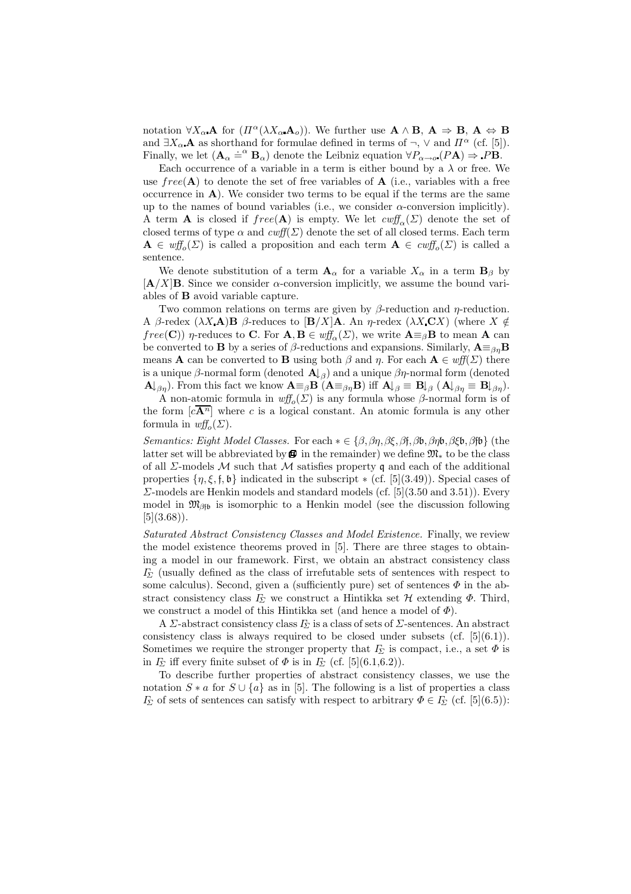notation $\forall X_\alpha\mathbf{.}\mathbf{A}$ for $(\Pi^\alpha(\lambda X_\alpha\mathbf{.}\mathbf{A}_o))$. We further use $\mathbf{A} \wedge \mathbf{B}$, $\mathbf{A} \Rightarrow \mathbf{B}$, $\mathbf{A} \Leftrightarrow \mathbf{B}$ and $\exists X_\alpha\mathbf{.}\mathbf{A}$ as shorthand for formulae defined in terms of $\neg$, $\vee$ and $\Pi^\alpha$ (cf. [5]). Finally, we let $(\mathbf{A}_\alpha \doteq^\alpha \mathbf{B}_\alpha)$ denote the Leibniz equation $\forall P_{\alpha\to o}\mathbf{.}(P\mathbf{A}) \Rightarrow \mathbf{.}P\mathbf{B}$.

Each occurrence of a variable in a term is either bound by a $\lambda$ or free. We use $free(\mathbf{A})$ to denote the set of free variables of $\mathbf{A}$ (i.e., variables with a free occurrence in $\mathbf{A}$). We consider two terms to be equal if the terms are the same up to the names of bound variables (i.e., we consider $\alpha$-conversion implicitly). A term $\mathbf{A}$ is closed if $free(\mathbf{A})$ is empty. We let $cwff_\alpha(\Sigma)$ denote the set of closed terms of type $\alpha$ and $cwff(\Sigma)$ denote the set of all closed terms. Each term $\mathbf{A} \in wff_o(\Sigma)$ is called a proposition and each term $\mathbf{A} \in cwff_o(\Sigma)$ is called a sentence.

We denote substitution of a term $\mathbf{A}_\alpha$ for a variable $X_\alpha$ in a term $\mathbf{B}_\beta$ by $[\mathbf{A}/X]\mathbf{B}$. Since we consider $\alpha$-conversion implicitly, we assume the bound variables of $\mathbf{B}$ avoid variable capture.

Two common relations on terms are given by $\beta$-reduction and $\eta$-reduction. A $\beta$-redex $(\lambda X\mathbf{.}\mathbf{A})\mathbf{B}$ $\beta$-reduces to $[\mathbf{B}/X]\mathbf{A}$. An $\eta$-redex $(\lambda X\mathbf{.}\mathbf{C}X)$ (where $X \notin free(\mathbf{C})$) $\eta$-reduces to $\mathbf{C}$. For $\mathbf{A}, \mathbf{B} \in wff_\alpha(\Sigma)$, we write $\mathbf{A} \equiv_\beta \mathbf{B}$ to mean $\mathbf{A}$ can be converted to $\mathbf{B}$ by a series of $\beta$-reductions and expansions. Similarly, $\mathbf{A} \equiv_{\beta\eta} \mathbf{B}$ means $\mathbf{A}$ can be converted to $\mathbf{B}$ using both $\beta$ and $\eta$. For each $\mathbf{A} \in wff(\Sigma)$ there is a unique $\beta$-normal form (denoted $\mathbf{A}{\downarrow_\beta}$) and a unique $\beta\eta$-normal form (denoted $\mathbf{A}{\downarrow_{\beta\eta}}$). From this fact we know $\mathbf{A} \equiv_\beta \mathbf{B}$ ($\mathbf{A} \equiv_{\beta\eta} \mathbf{B}$) iff $\mathbf{A}{\downarrow_\beta} \equiv \mathbf{B}{\downarrow_\beta}$ ($\mathbf{A}{\downarrow_{\beta\eta}} \equiv \mathbf{B}{\downarrow_{\beta\eta}}$).

A non-atomic formula in $wff_o(\Sigma)$ is any formula whose $\beta$-normal form is of the form $[c\overline{\mathbf{A}^n}]$ where $c$ is a logical constant. An atomic formula is any other formula in $wff_o(\Sigma)$.

*Semantics: Eight Model Classes.* For each $* \in \{\beta, \beta\eta, \beta\xi, \beta\mathfrak{f}, \beta\mathfrak{b}, \beta\eta\mathfrak{b}, \beta\xi\mathfrak{b}, \beta\mathfrak{f}\mathfrak{b}\}$ (the latter set will be abbreviated by $\boldsymbol{\mathcal{B}}$ in the remainder) we define $\mathfrak{M}_*$ to be the class of all $\Sigma$-models $\mathcal{M}$ such that $\mathcal{M}$ satisfies property $\mathfrak{q}$ and each of the additional properties $\{\eta, \xi, \mathfrak{f}, \mathfrak{b}\}$ indicated in the subscript $*$ (cf. [5](3.49)). Special cases of $\Sigma$-models are Henkin models and standard models (cf. [5](3.50 and 3.51)). Every model in $\mathfrak{M}_{\beta\mathfrak{f}\mathfrak{b}}$ is isomorphic to a Henkin model (see the discussion following [5](3.68)).

*Saturated Abstract Consistency Classes and Model Existence.* Finally, we review the model existence theorems proved in [5]. There are three stages to obtaining a model in our framework. First, we obtain an abstract consistency class $\Gamma_\Sigma$ (usually defined as the class of irrefutable sets of sentences with respect to some calculus). Second, given a (sufficiently pure) set of sentences $\Phi$ in the abstract consistency class $\Gamma_\Sigma$ we construct a Hintikka set $\mathcal{H}$ extending $\Phi$. Third, we construct a model of this Hintikka set (and hence a model of $\Phi$).

A $\Sigma$-abstract consistency class $\Gamma_\Sigma$ is a class of sets of $\Sigma$-sentences. An abstract consistency class is always required to be closed under subsets (cf. [5](6.1)). Sometimes we require the stronger property that $\Gamma_\Sigma$ is compact, i.e., a set $\Phi$ is in $\Gamma_\Sigma$ iff every finite subset of $\Phi$ is in $\Gamma_\Sigma$ (cf. [5](6.1,6.2)).

To describe further properties of abstract consistency classes, we use the notation $S * a$ for $S \cup \{a\}$ as in [5]. The following is a list of properties a class $\Gamma_\Sigma$ of sets of sentences can satisfy with respect to arbitrary $\Phi \in \Gamma_\Sigma$ (cf. [5](6.5)):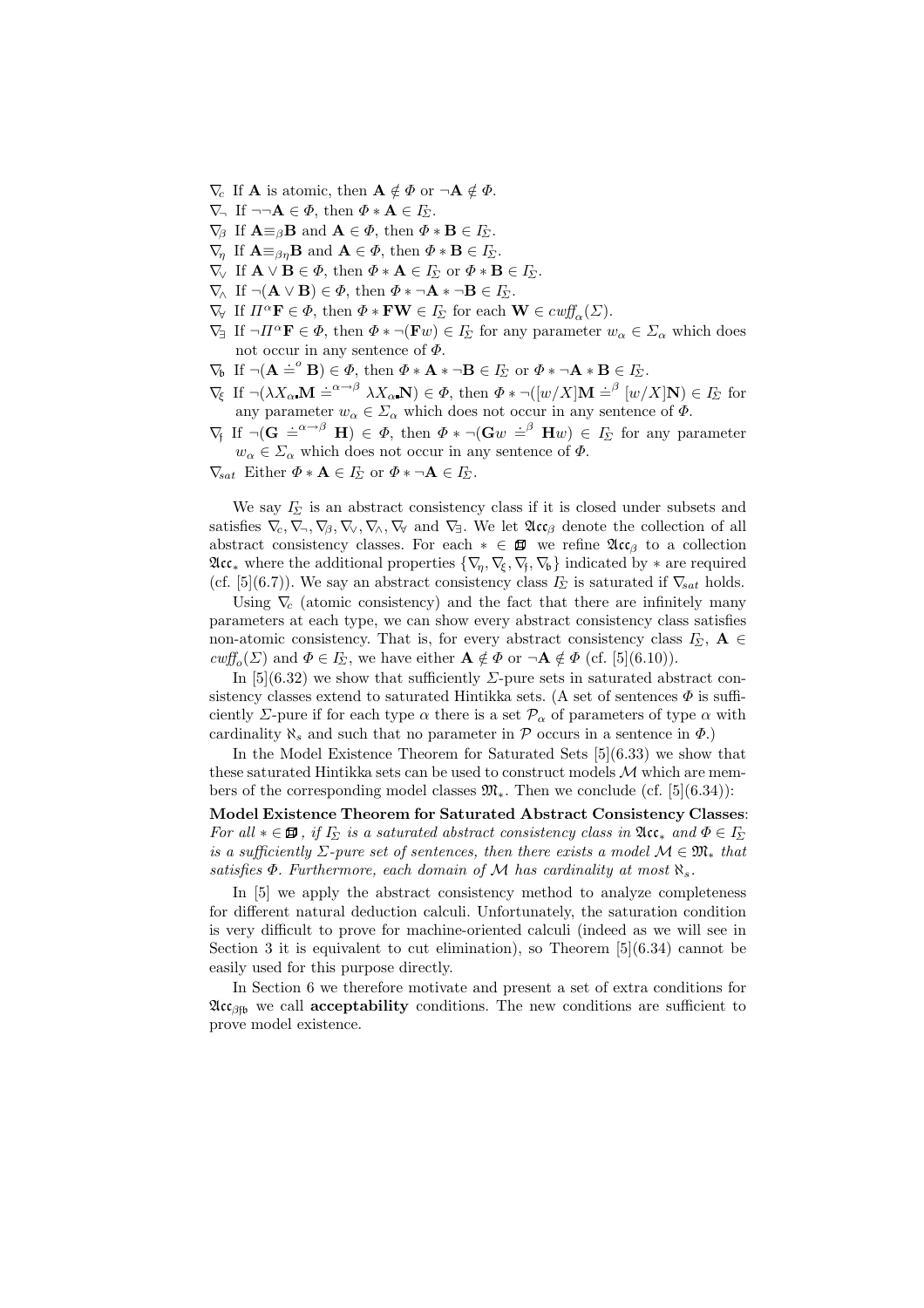$\nabla_c$ If $\mathbf{A}$ is atomic, then $\mathbf{A} \notin \Phi$ or $\neg\mathbf{A} \notin \Phi$.

$\nabla_\neg$ If $\neg\neg\mathbf{A} \in \Phi$, then $\Phi * \mathbf{A} \in \Gamma_\Sigma$.

$\nabla_\beta$ If $\mathbf{A} \equiv_\beta \mathbf{B}$ and $\mathbf{A} \in \Phi$, then $\Phi * \mathbf{B} \in \Gamma_\Sigma$.

$\nabla_\eta$ If $\mathbf{A} \equiv_{\beta\eta} \mathbf{B}$ and $\mathbf{A} \in \Phi$, then $\Phi * \mathbf{B} \in \Gamma_\Sigma$.

$\nabla_\vee$ If $\mathbf{A} \vee \mathbf{B} \in \Phi$, then $\Phi * \mathbf{A} \in \Gamma_\Sigma$ or $\Phi * \mathbf{B} \in \Gamma_\Sigma$.

$\nabla_\wedge$ If $\neg(\mathbf{A} \vee \mathbf{B}) \in \Phi$, then $\Phi * \neg\mathbf{A} * \neg\mathbf{B} \in \Gamma_\Sigma$.

$\nabla_\forall$ If $\Pi^\alpha \mathbf{F} \in \Phi$, then $\Phi * \mathbf{FW} \in \Gamma_\Sigma$ for each $\mathbf{W} \in cwff_\alpha(\Sigma)$.

$\nabla_\exists$ If $\neg \Pi^\alpha \mathbf{F} \in \Phi$, then $\Phi * \neg(\mathbf{F}w) \in \Gamma_\Sigma$ for any parameter $w_\alpha \in \Sigma_\alpha$ which does not occur in any sentence of $\Phi$.

$\nabla_\mathfrak{b}$ If $\neg(\mathbf{A} \doteq^o \mathbf{B}) \in \Phi$, then $\Phi * \mathbf{A} * \neg\mathbf{B} \in \Gamma_\Sigma$ or $\Phi * \neg\mathbf{A} * \mathbf{B} \in \Gamma_\Sigma$.

$\nabla_\xi$ If $\neg(\lambda X_\alpha . \mathbf{M} \doteq^{\alpha\to\beta} \lambda X_\alpha . \mathbf{N}) \in \Phi$, then $\Phi * \neg([w/X]\mathbf{M} \doteq^\beta [w/X]\mathbf{N}) \in \Gamma_\Sigma$ for any parameter $w_\alpha \in \Sigma_\alpha$ which does not occur in any sentence of $\Phi$.

$\nabla_\mathfrak{f}$ If $\neg(\mathbf{G} \doteq^{\alpha\to\beta} \mathbf{H}) \in \Phi$, then $\Phi * \neg(\mathbf{G}w \doteq^\beta \mathbf{H}w) \in \Gamma_\Sigma$ for any parameter $w_\alpha \in \Sigma_\alpha$ which does not occur in any sentence of $\Phi$.

$\nabla_{sat}$ Either $\Phi * \mathbf{A} \in \Gamma_\Sigma$ or $\Phi * \neg\mathbf{A} \in \Gamma_\Sigma$.

We say $\Gamma_\Sigma$ is an abstract consistency class if it is closed under subsets and satisfies $\nabla_c, \nabla_\neg, \nabla_\beta, \nabla_\vee, \nabla_\wedge, \nabla_\forall$ and $\nabla_\exists$. We let $\mathfrak{Acc}_\beta$ denote the collection of all abstract consistency classes. For each $* \in \mathfrak{B}$ we refine $\mathfrak{Acc}_\beta$ to a collection $\mathfrak{Acc}_*$ where the additional properties $\{\nabla_\eta, \nabla_\xi, \nabla_\mathfrak{f}, \nabla_\mathfrak{b}\}$ indicated by $*$ are required (cf. [5](6.7)). We say an abstract consistency class $\Gamma_\Sigma$ is saturated if $\nabla_{sat}$ holds.

Using $\nabla_c$ (atomic consistency) and the fact that there are infinitely many parameters at each type, we can show every abstract consistency class satisfies non-atomic consistency. That is, for every abstract consistency class $\Gamma_\Sigma$, $\mathbf{A} \in cwff_o(\Sigma)$ and $\Phi \in \Gamma_\Sigma$, we have either $\mathbf{A} \notin \Phi$ or $\neg\mathbf{A} \notin \Phi$ (cf. [5](6.10)).

In [5](6.32) we show that sufficiently $\Sigma$-pure sets in saturated abstract consistency classes extend to saturated Hintikka sets. (A set of sentences $\Phi$ is sufficiently $\Sigma$-pure if for each type $\alpha$ there is a set $\mathcal{P}_\alpha$ of parameters of type $\alpha$ with cardinality $\aleph_s$ and such that no parameter in $\mathcal{P}$ occurs in a sentence in $\Phi$.)

In the Model Existence Theorem for Saturated Sets [5](6.33) we show that these saturated Hintikka sets can be used to construct models $\mathcal{M}$ which are members of the corresponding model classes $\mathfrak{M}_*$. Then we conclude (cf. [5](6.34)):

**Model Existence Theorem for Saturated Abstract Consistency Classes**: *For all $* \in \mathfrak{B}$, if $\Gamma_\Sigma$ is a saturated abstract consistency class in $\mathfrak{Acc}_*$ and $\Phi \in \Gamma_\Sigma$ is a sufficiently $\Sigma$-pure set of sentences, then there exists a model $\mathcal{M} \in \mathfrak{M}_*$ that satisfies $\Phi$. Furthermore, each domain of $\mathcal{M}$ has cardinality at most $\aleph_s$.*

In [5] we apply the abstract consistency method to analyze completeness for different natural deduction calculi. Unfortunately, the saturation condition is very difficult to prove for machine-oriented calculi (indeed as we will see in Section 3 it is equivalent to cut elimination), so Theorem [5](6.34) cannot be easily used for this purpose directly.

In Section 6 we therefore motivate and present a set of extra conditions for $\mathfrak{Acc}_{\beta\mathfrak{fb}}$ we call **acceptability** conditions. The new conditions are sufficient to prove model existence.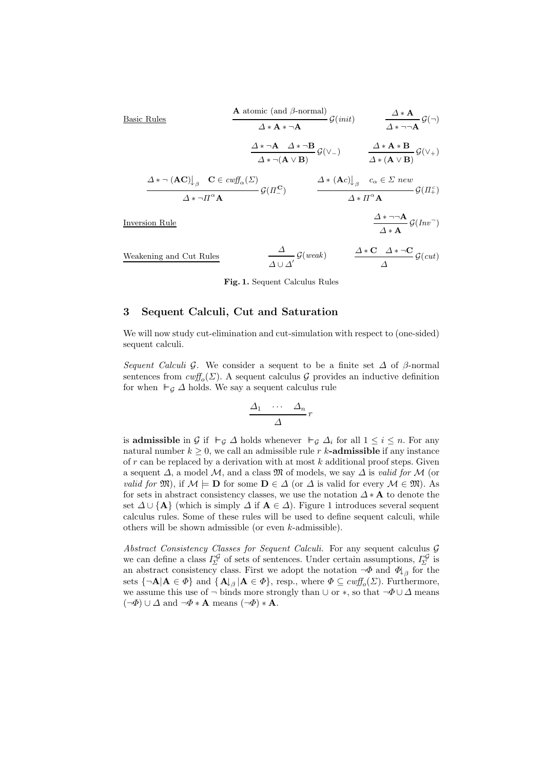Basic Rules

$$\frac{\mathbf{A} \text{ atomic (and } \beta\text{-normal)}}{\Delta * \mathbf{A} * \neg\mathbf{A}}\,\mathcal{G}(init) \qquad \frac{\Delta * \mathbf{A}}{\Delta * \neg\neg\mathbf{A}}\,\mathcal{G}(\neg)$$

$$\frac{\Delta * \neg\mathbf{A} \quad \Delta * \neg\mathbf{B}}{\Delta * \neg(\mathbf{A} \vee \mathbf{B})}\,\mathcal{G}(\vee_-) \qquad \frac{\Delta * \mathbf{A} * \mathbf{B}}{\Delta * (\mathbf{A} \vee \mathbf{B})}\,\mathcal{G}(\vee_+)$$

$$\frac{\Delta * \neg\,(\mathbf{A}\mathbf{C}){\downarrow_\beta} \quad \mathbf{C} \in cwff_\alpha(\Sigma)}{\Delta * \neg\Pi^\alpha\mathbf{A}}\,\mathcal{G}(\Pi^{\mathbf{C}}_-) \qquad \frac{\Delta * (\mathbf{A}c){\downarrow_\beta} \quad c_\alpha \in \Sigma \text{ new}}{\Delta * \Pi^\alpha\mathbf{A}}\,\mathcal{G}(\Pi^c_+)$$

Inversion Rule

$$\frac{\Delta * \neg\neg\mathbf{A}}{\Delta * \mathbf{A}}\,\mathcal{G}(Inv^\neg)$$

Weakening and Cut Rules

$$\frac{\Delta}{\Delta \cup \Delta'}\,\mathcal{G}(weak) \qquad \frac{\Delta * \mathbf{C} \quad \Delta * \neg\mathbf{C}}{\Delta}\,\mathcal{G}(cut)$$

**Fig. 1.** Sequent Calculus Rules

## 3 Sequent Calculi, Cut and Saturation

We will now study cut-elimination and cut-simulation with respect to (one-sided) sequent calculi.

*Sequent Calculi $\mathcal{G}$.* We consider a sequent to be a finite set $\Delta$ of $\beta$-normal sentences from $cwff_o(\Sigma)$. A sequent calculus $\mathcal{G}$ provides an inductive definition for when $\Vdash_\mathcal{G} \Delta$ holds. We say a sequent calculus rule

$$\frac{\Delta_1 \quad \cdots \quad \Delta_n}{\Delta}\,r$$

is **admissible** in $\mathcal{G}$ if $\Vdash_\mathcal{G} \Delta$ holds whenever $\Vdash_\mathcal{G} \Delta_i$ for all $1 \leq i \leq n$. For any natural number $k \geq 0$, we call an admissible rule $r$ $k$**-admissible** if any instance of $r$ can be replaced by a derivation with at most $k$ additional proof steps. Given a sequent $\Delta$, a model $\mathcal{M}$, and a class $\mathfrak{M}$ of models, we say $\Delta$ is *valid for* $\mathcal{M}$ (or *valid for* $\mathfrak{M}$), if $\mathcal{M} \models \mathbf{D}$ for some $\mathbf{D} \in \Delta$ (or $\Delta$ is valid for every $\mathcal{M} \in \mathfrak{M}$). As for sets in abstract consistency classes, we use the notation $\Delta * \mathbf{A}$ to denote the set $\Delta \cup \{\mathbf{A}\}$ (which is simply $\Delta$ if $\mathbf{A} \in \Delta$). Figure 1 introduces several sequent calculus rules. Some of these rules will be used to define sequent calculi, while others will be shown admissible (or even $k$-admissible).

*Abstract Consistency Classes for Sequent Calculi.* For any sequent calculus $\mathcal{G}$ we can define a class $\Gamma^\mathcal{G}_\Sigma$ of sets of sentences. Under certain assumptions, $\Gamma^\mathcal{G}_\Sigma$ is an abstract consistency class. First we adopt the notation $\neg\Phi$ and $\Phi{\downarrow_\beta}$ for the sets $\{\neg\mathbf{A} | \mathbf{A} \in \Phi\}$ and $\{\mathbf{A}{\downarrow_\beta} | \mathbf{A} \in \Phi\}$, resp., where $\Phi \subseteq cwff_o(\Sigma)$. Furthermore, we assume this use of $\neg$ binds more strongly than $\cup$ or $*$, so that $\neg\Phi \cup \Delta$ means $(\neg\Phi) \cup \Delta$ and $\neg\Phi * \mathbf{A}$ means $(\neg\Phi) * \mathbf{A}$.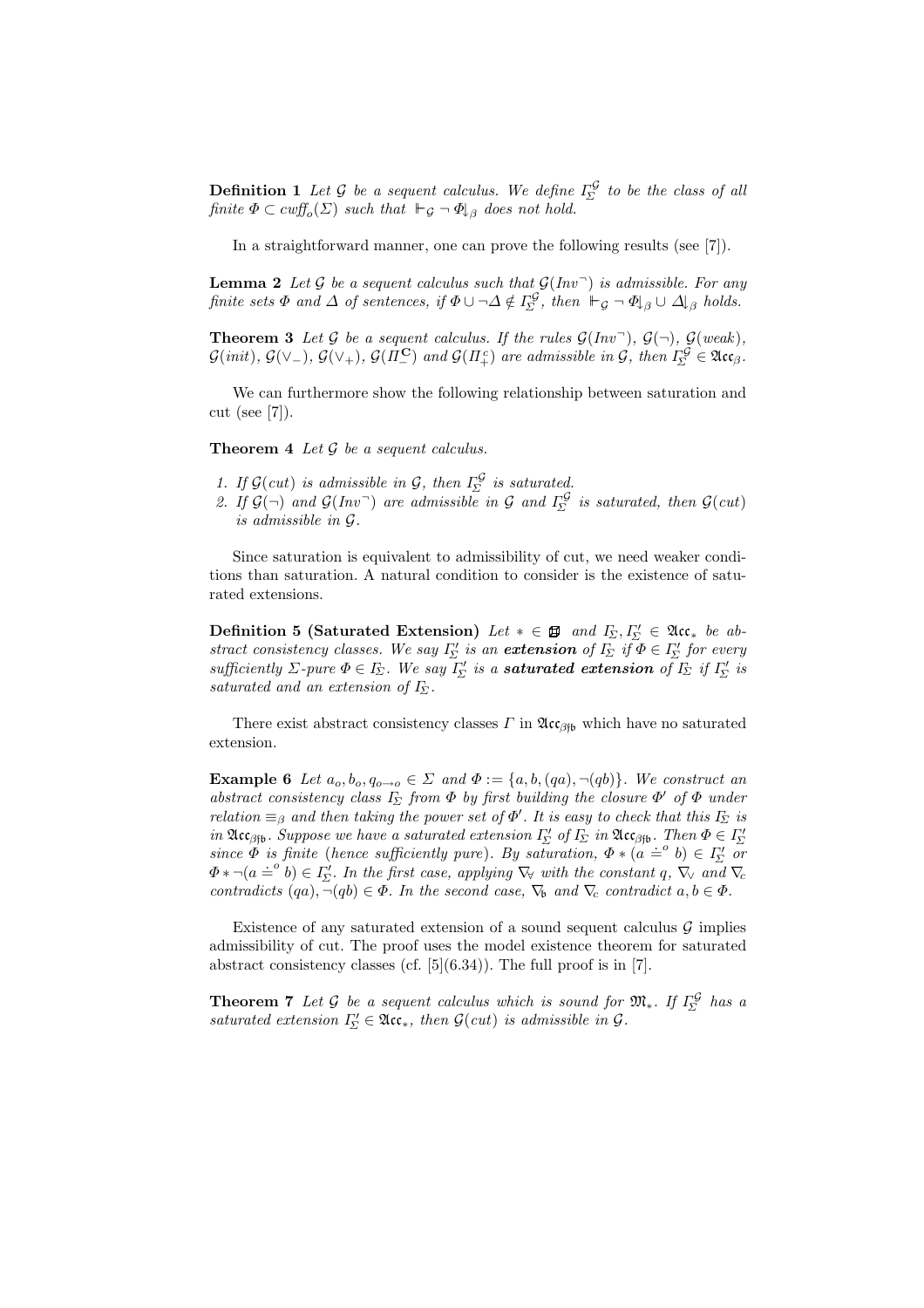**Definition 1** *Let $\mathcal{G}$ be a sequent calculus. We define $\Gamma_\Sigma^{\mathcal{G}}$ to be the class of all finite $\Phi \subset cwff_o(\Sigma)$ such that $\Vdash_{\mathcal{G}} \neg \Phi\downarrow_\beta$ does not hold.*

In a straightforward manner, one can prove the following results (see [7]).

**Lemma 2** *Let $\mathcal{G}$ be a sequent calculus such that $\mathcal{G}(Inv^\neg)$ is admissible. For any finite sets $\Phi$ and $\Delta$ of sentences, if $\Phi \cup \neg\Delta \notin \Gamma_\Sigma^{\mathcal{G}}$, then $\Vdash_{\mathcal{G}} \neg \Phi\downarrow_\beta \cup \Delta\downarrow_\beta$ holds.*

**Theorem 3** *Let $\mathcal{G}$ be a sequent calculus. If the rules $\mathcal{G}(Inv^\neg)$, $\mathcal{G}(\neg)$, $\mathcal{G}(weak)$, $\mathcal{G}(init)$, $\mathcal{G}(\vee_-)$, $\mathcal{G}(\vee_+)$, $\mathcal{G}(\Pi_-^{\mathbf{C}})$ and $\mathcal{G}(\Pi_+^c)$ are admissible in $\mathcal{G}$, then $\Gamma_\Sigma^{\mathcal{G}} \in \mathfrak{Acc}_\beta$.*

We can furthermore show the following relationship between saturation and cut (see [7]).

**Theorem 4** *Let $\mathcal{G}$ be a sequent calculus.*

1. *If $\mathcal{G}(cut)$ is admissible in $\mathcal{G}$, then $\Gamma_\Sigma^{\mathcal{G}}$ is saturated.*
2. *If $\mathcal{G}(\neg)$ and $\mathcal{G}(Inv^\neg)$ are admissible in $\mathcal{G}$ and $\Gamma_\Sigma^{\mathcal{G}}$ is saturated, then $\mathcal{G}(cut)$ is admissible in $\mathcal{G}$.*

Since saturation is equivalent to admissibility of cut, we need weaker conditions than saturation. A natural condition to consider is the existence of saturated extensions.

**Definition 5 (Saturated Extension)** *Let $* \in \mathfrak{B}$ and $\Gamma_\Sigma, \Gamma'_\Sigma \in \mathfrak{Acc}_*$ be abstract consistency classes. We say $\Gamma'_\Sigma$ is an **extension** of $\Gamma_\Sigma$ if $\Phi \in \Gamma'_\Sigma$ for every sufficiently $\Sigma$-pure $\Phi \in \Gamma_\Sigma$. We say $\Gamma'_\Sigma$ is a **saturated extension** of $\Gamma_\Sigma$ if $\Gamma'_\Sigma$ is saturated and an extension of $\Gamma_\Sigma$.*

There exist abstract consistency classes $\Gamma$ in $\mathfrak{Acc}_{\beta\mathfrak{f}\mathfrak{b}}$ which have no saturated extension.

**Example 6** *Let $a_o, b_o, q_{o\to o} \in \Sigma$ and $\Phi := \{a, b, (qa), \neg(qb)\}$. We construct an abstract consistency class $\Gamma_\Sigma$ from $\Phi$ by first building the closure $\Phi'$ of $\Phi$ under relation $\equiv_\beta$ and then taking the power set of $\Phi'$. It is easy to check that this $\Gamma_\Sigma$ is in $\mathfrak{Acc}_{\beta\mathfrak{f}\mathfrak{b}}$. Suppose we have a saturated extension $\Gamma'_\Sigma$ of $\Gamma_\Sigma$ in $\mathfrak{Acc}_{\beta\mathfrak{f}\mathfrak{b}}$. Then $\Phi \in \Gamma'_\Sigma$ since $\Phi$ is finite (hence sufficiently pure). By saturation, $\Phi * (a \doteq^o b) \in \Gamma'_\Sigma$ or $\Phi * \neg(a \doteq^o b) \in \Gamma'_\Sigma$. In the first case, applying $\nabla_\forall$ with the constant $q$, $\nabla_\vee$ and $\nabla_c$ contradicts $(qa), \neg(qb) \in \Phi$. In the second case, $\nabla_{\mathfrak{b}}$ and $\nabla_c$ contradict $a, b \in \Phi$.*

Existence of any saturated extension of a sound sequent calculus $\mathcal{G}$ implies admissibility of cut. The proof uses the model existence theorem for saturated abstract consistency classes (cf. [5](6.34)). The full proof is in [7].

**Theorem 7** *Let $\mathcal{G}$ be a sequent calculus which is sound for $\mathfrak{M}_*$. If $\Gamma_\Sigma^{\mathcal{G}}$ has a saturated extension $\Gamma'_\Sigma \in \mathfrak{Acc}_*$, then $\mathcal{G}(cut)$ is admissible in $\mathcal{G}$.*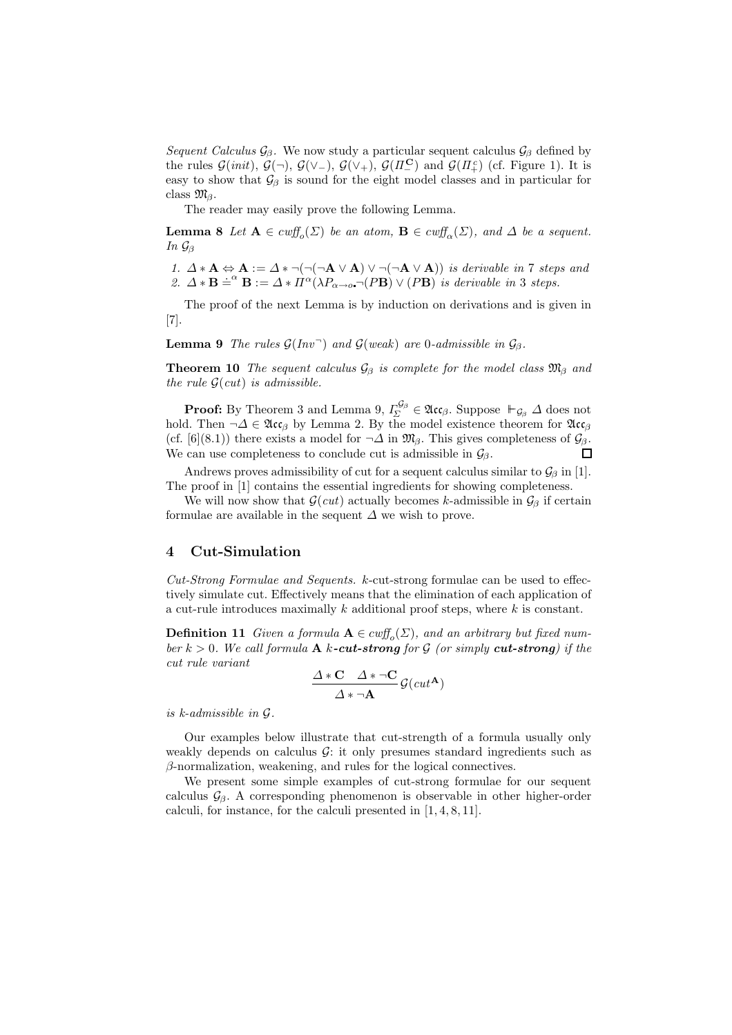*Sequent Calculus $\mathcal{G}_\beta$.* We now study a particular sequent calculus $\mathcal{G}_\beta$ defined by the rules $\mathcal{G}(init)$, $\mathcal{G}(\neg)$, $\mathcal{G}(\vee_-)$, $\mathcal{G}(\vee_+)$, $\mathcal{G}(\Pi_-^{\mathbf{C}})$ and $\mathcal{G}(\Pi_+^c)$ (cf. Figure 1). It is easy to show that $\mathcal{G}_\beta$ is sound for the eight model classes and in particular for class $\mathfrak{M}_\beta$.

The reader may easily prove the following Lemma.

**Lemma 8** *Let $\mathbf{A} \in cwff_o(\Sigma)$ be an atom, $\mathbf{B} \in cwff_\alpha(\Sigma)$, and $\Delta$ be a sequent. In $\mathcal{G}_\beta$*

1. *$\Delta * \mathbf{A} \Leftrightarrow \mathbf{A} := \Delta * \neg(\neg(\neg\mathbf{A} \vee \mathbf{A}) \vee \neg(\neg\mathbf{A} \vee \mathbf{A}))$ is derivable in 7 steps and*
2. *$\Delta * \mathbf{B} \doteq^\alpha \mathbf{B} := \Delta * \Pi^\alpha(\lambda P_{\alpha\to o}.\neg(P\mathbf{B}) \vee (P\mathbf{B})$ is derivable in 3 steps.*

The proof of the next Lemma is by induction on derivations and is given in [7].

**Lemma 9** *The rules $\mathcal{G}(Inv^\neg)$ and $\mathcal{G}(weak)$ are 0-admissible in $\mathcal{G}_\beta$.*

**Theorem 10** *The sequent calculus $\mathcal{G}_\beta$ is complete for the model class $\mathfrak{M}_\beta$ and the rule $\mathcal{G}(cut)$ is admissible.*

**Proof:** By Theorem 3 and Lemma 9, $\Gamma_\Sigma^{\mathcal{G}_\beta} \in \mathfrak{Acc}_\beta$. Suppose $\Vdash_{\mathcal{G}_\beta} \Delta$ does not hold. Then $\neg\Delta \in \mathfrak{Acc}_\beta$ by Lemma 2. By the model existence theorem for $\mathfrak{Acc}_\beta$ (cf. [6](8.1)) there exists a model for $\neg\Delta$ in $\mathfrak{M}_\beta$. This gives completeness of $\mathcal{G}_\beta$. We can use completeness to conclude cut is admissible in $\mathcal{G}_\beta$. □

Andrews proves admissibility of cut for a sequent calculus similar to $\mathcal{G}_\beta$ in [1]. The proof in [1] contains the essential ingredients for showing completeness.

We will now show that $\mathcal{G}(cut)$ actually becomes $k$-admissible in $\mathcal{G}_\beta$ if certain formulae are available in the sequent $\Delta$ we wish to prove.

## 4 Cut-Simulation

*Cut-Strong Formulae and Sequents.* $k$-cut-strong formulae can be used to effectively simulate cut. Effectively means that the elimination of each application of a cut-rule introduces maximally $k$ additional proof steps, where $k$ is constant.

**Definition 11** *Given a formula $\mathbf{A} \in cwff_o(\Sigma)$, and an arbitrary but fixed number $k > 0$. We call formula $\mathbf{A}$ **$k$-cut-strong** for $\mathcal{G}$ (or simply **cut-strong**) if the cut rule variant*

$$\frac{\Delta * \mathbf{C} \quad \Delta * \neg\mathbf{C}}{\Delta * \neg\mathbf{A}}\,\mathcal{G}(cut^{\mathbf{A}})$$

*is $k$-admissible in $\mathcal{G}$.*

Our examples below illustrate that cut-strength of a formula usually only weakly depends on calculus $\mathcal{G}$: it only presumes standard ingredients such as $\beta$-normalization, weakening, and rules for the logical connectives.

We present some simple examples of cut-strong formulae for our sequent calculus $\mathcal{G}_\beta$. A corresponding phenomenon is observable in other higher-order calculi, for instance, for the calculi presented in [1, 4, 8, 11].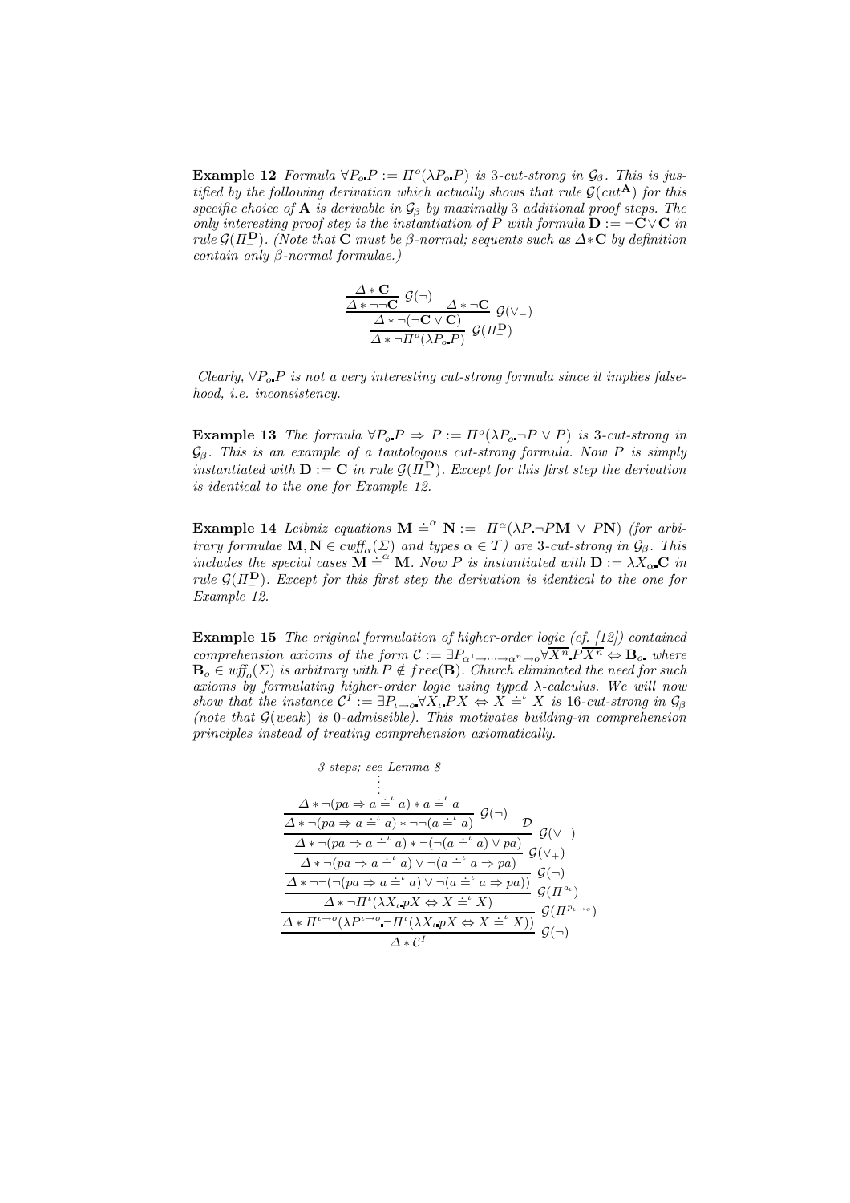**Example 12** *Formula* $\forall P_o\text{.}P := \Pi^o(\lambda P_o\text{.}P)$ *is* 3*-cut-strong in* $\mathcal{G}_\beta$*. This is justified by the following derivation which actually shows that rule* $\mathcal{G}(cut^{\mathbf{A}})$ *for this specific choice of* $\mathbf{A}$ *is derivable in* $\mathcal{G}_\beta$ *by maximally* 3 *additional proof steps. The only interesting proof step is the instantiation of* $P$ *with formula* $\mathbf{D} := \neg\mathbf{C} \vee \mathbf{C}$ *in rule* $\mathcal{G}(\Pi_-^{\mathbf{D}})$*. (Note that* $\mathbf{C}$ *must be* $\beta$*-normal; sequents such as* $\Delta * \mathbf{C}$ *by definition contain only* $\beta$*-normal formulae.)*

$$\dfrac{\dfrac{\dfrac{\Delta * \mathbf{C}}{\Delta * \neg\neg\mathbf{C}}\ \mathcal{G}(\neg) \qquad \Delta * \neg\mathbf{C}}{\Delta * \neg(\neg\mathbf{C} \vee \mathbf{C})}\ \mathcal{G}(\vee_-)}{\Delta * \neg\Pi^o(\lambda P_o\text{.}P)}\ \mathcal{G}(\Pi_-^{\mathbf{D}})$$

*Clearly,* $\forall P_o\text{.}P$ *is not a very interesting cut-strong formula since it implies falsehood, i.e. inconsistency.*

**Example 13** *The formula* $\forall P_o\text{.}P \Rightarrow P := \Pi^o(\lambda P_o\text{.}\neg P \vee P)$ *is* 3*-cut-strong in* $\mathcal{G}_\beta$*. This is an example of a tautologous cut-strong formula. Now* $P$ *is simply instantiated with* $\mathbf{D} := \mathbf{C}$ *in rule* $\mathcal{G}(\Pi_-^{\mathbf{D}})$*. Except for this first step the derivation is identical to the one for Example 12.*

**Example 14** *Leibniz equations* $\mathbf{M} \doteq^\alpha \mathbf{N} := \ \Pi^\alpha(\lambda P\text{.}\neg P\mathbf{M} \vee P\mathbf{N})$ *(for arbitrary formulae* $\mathbf{M}, \mathbf{N} \in cwff_\alpha(\Sigma)$ *and types* $\alpha \in \mathcal{T}$*) are* 3*-cut-strong in* $\mathcal{G}_\beta$*. This includes the special cases* $\mathbf{M} \doteq^\alpha \mathbf{M}$*. Now* $P$ *is instantiated with* $\mathbf{D} := \lambda X_\alpha\text{.}\mathbf{C}$ *in rule* $\mathcal{G}(\Pi_-^{\mathbf{D}})$*. Except for this first step the derivation is identical to the one for Example 12.*

**Example 15** *The original formulation of higher-order logic (cf. [12]) contained comprehension axioms of the form* $\mathcal{C} := \exists P_{\alpha^1 \to \cdots \to \alpha^n \to o} \forall \overline{X^n}\text{.}P\overline{X^n} \Leftrightarrow \mathbf{B}_o\text{.}$ *where* $\mathbf{B}_o \in wff_o(\Sigma)$ *is arbitrary with* $P \notin free(\mathbf{B})$*. Church eliminated the need for such axioms by formulating higher-order logic using typed* $\lambda$*-calculus. We will now show that the instance* $\mathcal{C}^I := \exists P_{\iota \to o} \forall X_\iota\text{.}PX \Leftrightarrow X \doteq^\iota X$ *is* 16*-cut-strong in* $\mathcal{G}_\beta$ *(note that* $\mathcal{G}(weak)$ *is* 0*-admissible). This motivates building-in comprehension principles instead of treating comprehension axiomatically.*

$$\dfrac{\dfrac{\dfrac{\dfrac{\dfrac{\dfrac{\dfrac{\begin{array}{c}\textit{3 steps; see Lemma 8}\\ \vdots \\ \Delta * \neg(pa \Rightarrow a \doteq^\iota a) * a \doteq^\iota a\end{array}}{\Delta * \neg(pa \Rightarrow a \doteq^\iota a) * \neg\neg(a \doteq^\iota a)}\ \mathcal{G}(\neg) \qquad \mathcal{D}}{\Delta * \neg(pa \Rightarrow a \doteq^\iota a) * \neg(\neg(a \doteq^\iota a) \vee pa)}\ \mathcal{G}(\vee_-)}{\Delta * \neg(pa \Rightarrow a \doteq^\iota a) \vee \neg(a \doteq^\iota a \Rightarrow pa)}\ \mathcal{G}(\vee_+)}{\Delta * \neg\neg(\neg(pa \Rightarrow a \doteq^\iota a) \vee \neg(a \doteq^\iota a \Rightarrow pa))}\ \mathcal{G}(\neg)}{\Delta * \neg\Pi^\iota(\lambda X_\iota\text{.}pX \Leftrightarrow X \doteq^\iota X)}\ \mathcal{G}(\Pi_-^{a_\iota})}{\Delta * \Pi^{\iota \to o}(\lambda P^{\iota \to o}\text{.}\neg\Pi^\iota(\lambda X_\iota\text{.}pX \Leftrightarrow X \doteq^\iota X))}\ \mathcal{G}(\Pi_+^{p_{\iota \to o}})}{\Delta * \mathcal{C}^I}\ \mathcal{G}(\neg)$$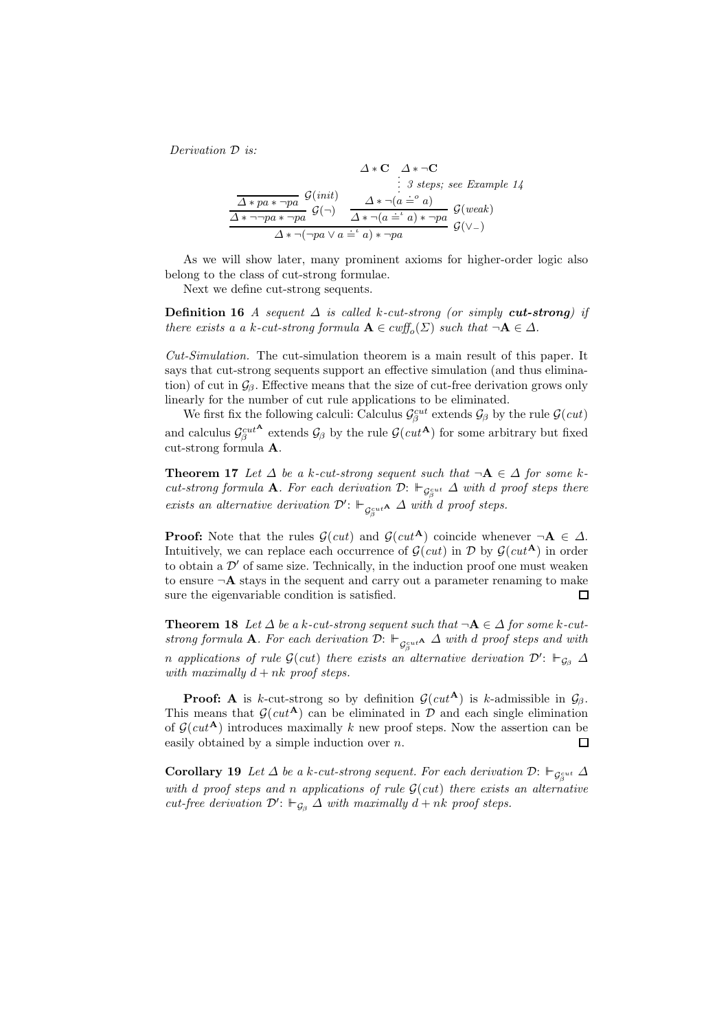*Derivation $\mathcal{D}$ is:*

$$
\dfrac{\dfrac{\overline{\Delta * pa * \neg pa}\ \mathcal{G}(init)}{\Delta * \neg\neg pa * \neg pa}\ \mathcal{G}(\neg) \qquad \dfrac{\dfrac{\begin{array}{c}\Delta * \mathbf{C} \quad \Delta * \neg\mathbf{C} \\ \vdots\ \text{3 steps; see Example 14}\end{array}}{\Delta * \neg(a \doteq^{o} a)}}{\Delta * \neg(a \doteq^{\iota} a) * \neg pa}\ \mathcal{G}(weak)}{\Delta * \neg(\neg pa \vee a \doteq^{\iota} a) * \neg pa}\ \mathcal{G}(\vee_{-})
$$

As we will show later, many prominent axioms for higher-order logic also belong to the class of cut-strong formulae.

Next we define cut-strong sequents.

**Definition 16** *A sequent $\Delta$ is called $k$-cut-strong (or simply **cut-strong**) if there exists a a $k$-cut-strong formula $\mathbf{A} \in cwff_o(\Sigma)$ such that $\neg\mathbf{A} \in \Delta$.*

*Cut-Simulation.* The cut-simulation theorem is a main result of this paper. It says that cut-strong sequents support an effective simulation (and thus elimination) of cut in $\mathcal{G}_\beta$. Effective means that the size of cut-free derivation grows only linearly for the number of cut rule applications to be eliminated.

We first fix the following calculi: Calculus $\mathcal{G}_\beta^{cut}$ extends $\mathcal{G}_\beta$ by the rule $\mathcal{G}(cut)$ and calculus $\mathcal{G}_\beta^{cut^{\mathbf{A}}}$ extends $\mathcal{G}_\beta$ by the rule $\mathcal{G}(cut^{\mathbf{A}})$ for some arbitrary but fixed cut-strong formula $\mathbf{A}$.

**Theorem 17** *Let $\Delta$ be a $k$-cut-strong sequent such that $\neg\mathbf{A} \in \Delta$ for some $k$-cut-strong formula $\mathbf{A}$. For each derivation $\mathcal{D}$: $\Vdash_{\mathcal{G}_\beta^{cut}} \Delta$ with $d$ proof steps there exists an alternative derivation $\mathcal{D}'$: $\Vdash_{\mathcal{G}_\beta^{cut^{\mathbf{A}}}} \Delta$ with $d$ proof steps.*

**Proof:** Note that the rules $\mathcal{G}(cut)$ and $\mathcal{G}(cut^{\mathbf{A}})$ coincide whenever $\neg\mathbf{A} \in \Delta$. Intuitively, we can replace each occurrence of $\mathcal{G}(cut)$ in $\mathcal{D}$ by $\mathcal{G}(cut^{\mathbf{A}})$ in order to obtain a $\mathcal{D}'$ of same size. Technically, in the induction proof one must weaken to ensure $\neg\mathbf{A}$ stays in the sequent and carry out a parameter renaming to make sure the eigenvariable condition is satisfied. $\square$

**Theorem 18** *Let $\Delta$ be a $k$-cut-strong sequent such that $\neg\mathbf{A} \in \Delta$ for some $k$-cut-strong formula $\mathbf{A}$. For each derivation $\mathcal{D}$: $\Vdash_{\mathcal{G}_\beta^{cut^{\mathbf{A}}}} \Delta$ with $d$ proof steps and with $n$ applications of rule $\mathcal{G}(cut)$ there exists an alternative derivation $\mathcal{D}'$: $\Vdash_{\mathcal{G}_\beta} \Delta$ with maximally $d + nk$ proof steps.*

**Proof:** $\mathbf{A}$ is $k$-cut-strong so by definition $\mathcal{G}(cut^{\mathbf{A}})$ is $k$-admissible in $\mathcal{G}_\beta$. This means that $\mathcal{G}(cut^{\mathbf{A}})$ can be eliminated in $\mathcal{D}$ and each single elimination of $\mathcal{G}(cut^{\mathbf{A}})$ introduces maximally $k$ new proof steps. Now the assertion can be easily obtained by a simple induction over $n$. $\square$

**Corollary 19** *Let $\Delta$ be a $k$-cut-strong sequent. For each derivation $\mathcal{D}$: $\Vdash_{\mathcal{G}_\beta^{cut}} \Delta$ with $d$ proof steps and $n$ applications of rule $\mathcal{G}(cut)$ there exists an alternative cut-free derivation $\mathcal{D}'$: $\Vdash_{\mathcal{G}_\beta} \Delta$ with maximally $d + nk$ proof steps.*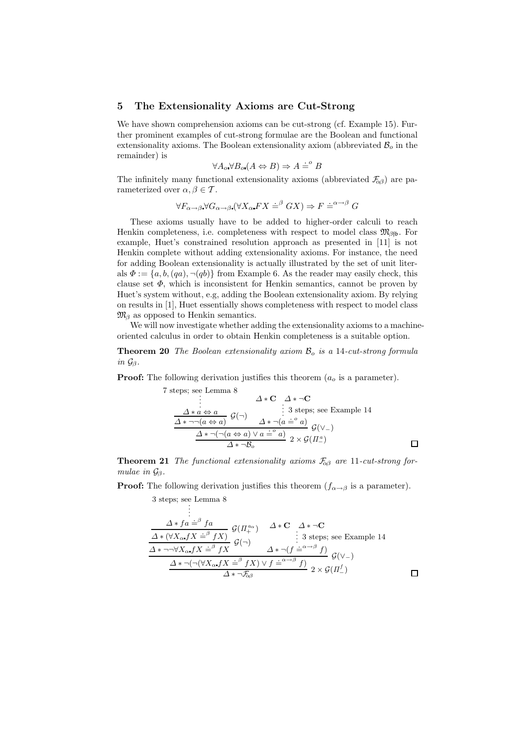## 5 The Extensionality Axioms are Cut-Strong

We have shown comprehension axioms can be cut-strong (cf. Example 15). Further prominent examples of cut-strong formulae are the Boolean and functional extensionality axioms. The Boolean extensionality axiom (abbreviated $\mathcal{B}_o$ in the remainder) is

$$\forall A_o \forall B_o (A \Leftrightarrow B) \Rightarrow A \doteq^o B$$

The infinitely many functional extensionality axioms (abbreviated $\mathcal{F}_{\alpha\beta}$) are parameterized over $\alpha, \beta \in \mathcal{T}$.

$$\forall F_{\alpha \to \beta} \forall G_{\alpha \to \beta} (\forall X_\alpha FX \doteq^\beta GX) \Rightarrow F \doteq^{\alpha \to \beta} G$$

These axioms usually have to be added to higher-order calculi to reach Henkin completeness, i.e. completeness with respect to model class $\mathfrak{M}_{\beta\mathfrak{f}\mathfrak{b}}$. For example, Huet's constrained resolution approach as presented in [11] is not Henkin complete without adding extensionality axioms. For instance, the need for adding Boolean extensionality is actually illustrated by the set of unit literals $\Phi := \{a, b, (qa), \neg(qb)\}$ from Example 6. As the reader may easily check, this clause set $\Phi$, which is inconsistent for Henkin semantics, cannot be proven by Huet's system without, e.g, adding the Boolean extensionality axiom. By relying on results in [1], Huet essentially shows completeness with respect to model class $\mathfrak{M}_\beta$ as opposed to Henkin semantics.

We will now investigate whether adding the extensionality axioms to a machine-oriented calculus in order to obtain Henkin completeness is a suitable option.

**Theorem 20** *The Boolean extensionality axiom $\mathcal{B}_o$ is a 14-cut-strong formula in $\mathcal{G}_\beta$.*

**Proof:** The following derivation justifies this theorem ($a_o$ is a parameter).

$$\dfrac{\dfrac{\dfrac{\overset{\text{7 steps; see Lemma 8}}{\vdots}}{\Delta * a \Leftrightarrow a}}{\Delta * \neg\neg(a \Leftrightarrow a)}\,\mathcal{G}(\neg) \qquad \dfrac{\Delta * \mathbf{C} \quad \Delta * \neg\mathbf{C}}{\Delta * \neg(a \doteq^o a)}\,\vdots\text{ 3 steps; see Example 14}}{\dfrac{\Delta * \neg(\neg(a \Leftrightarrow a) \vee a \doteq^o a)}{\Delta * \neg\mathcal{B}_o}\,2 \times \mathcal{G}(\Pi_-^a)}\,\mathcal{G}(\vee_-)$$

□

**Theorem 21** *The functional extensionality axioms $\mathcal{F}_{\alpha\beta}$ are 11-cut-strong formulae in $\mathcal{G}_\beta$.*

**Proof:** The following derivation justifies this theorem ($f_{\alpha\to\beta}$ is a parameter).

$$\dfrac{\dfrac{\dfrac{\dfrac{\overset{\text{3 steps; see Lemma 8}}{\vdots}}{\Delta * fa \doteq^\beta fa}}{\Delta * (\forall X_\alpha fX \doteq^\beta fX)}\,\mathcal{G}(\Pi_+^{a_\alpha})}{\Delta * \neg\neg\forall X_\alpha fX \doteq^\beta fX}\,\mathcal{G}(\neg) \qquad \dfrac{\Delta * \mathbf{C} \quad \Delta * \neg\mathbf{C}}{\Delta * \neg(f \doteq^{\alpha\to\beta} f)}\,\vdots\text{ 3 steps; see Example 14}}{\dfrac{\Delta * \neg(\neg(\forall X_\alpha fX \doteq^\beta fX) \vee f \doteq^{\alpha\to\beta} f)}{\Delta * \neg\mathcal{F}_{\alpha\beta}}\,2 \times \mathcal{G}(\Pi_-^f)}\,\mathcal{G}(\vee_-)$$

□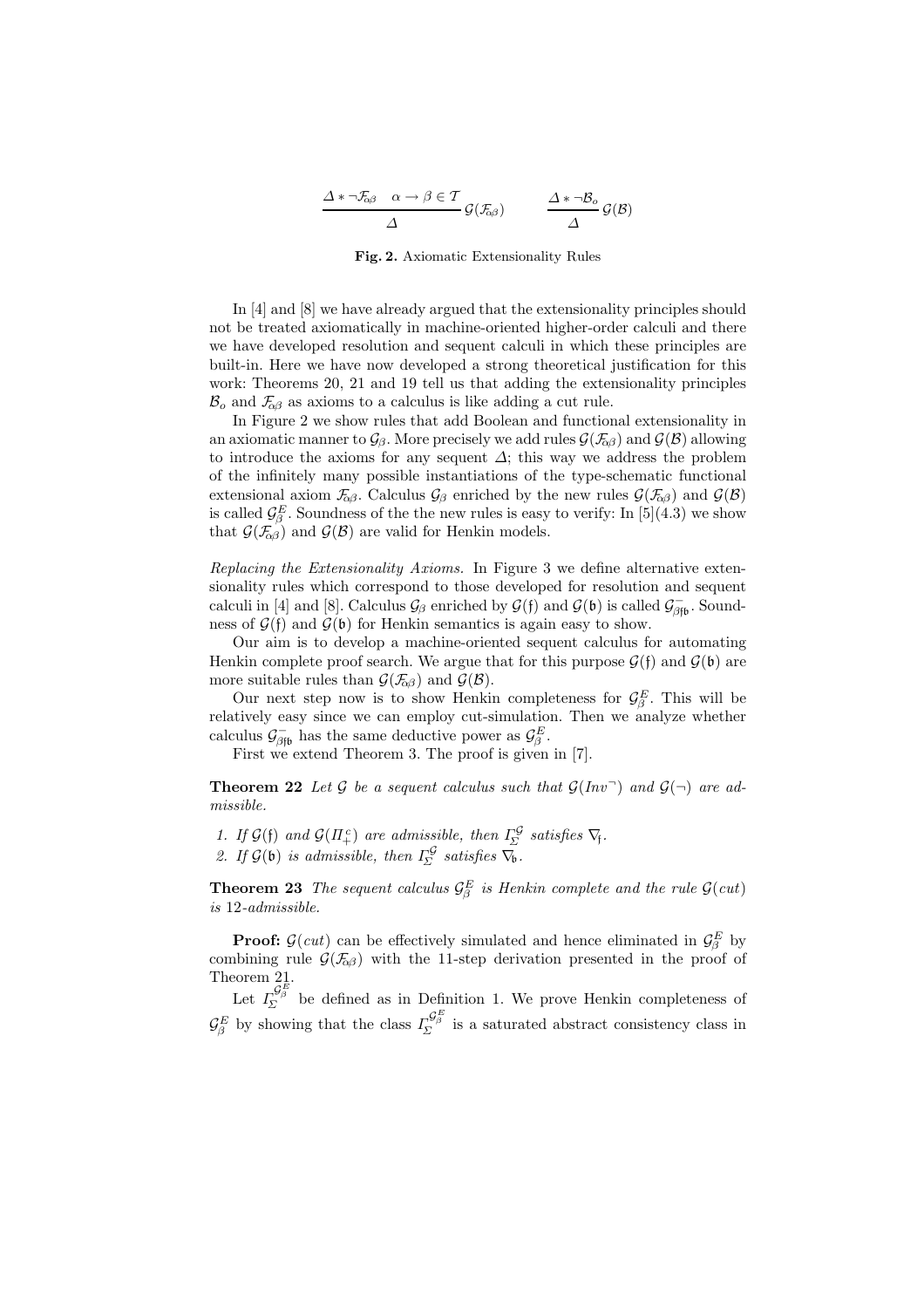$$\frac{\Delta * \neg\mathcal{F}_{\alpha\beta} \quad \alpha \to \beta \in \mathcal{T}}{\Delta}\,\mathcal{G}(\mathcal{F}_{\alpha\beta}) \qquad \frac{\Delta * \neg\mathcal{B}_o}{\Delta}\,\mathcal{G}(\mathcal{B})$$

**Fig. 2.** Axiomatic Extensionality Rules

In [4] and [8] we have already argued that the extensionality principles should not be treated axiomatically in machine-oriented higher-order calculi and there we have developed resolution and sequent calculi in which these principles are built-in. Here we have now developed a strong theoretical justification for this work: Theorems 20, 21 and 19 tell us that adding the extensionality principles $\mathcal{B}_o$ and $\mathcal{F}_{\alpha\beta}$ as axioms to a calculus is like adding a cut rule.

In Figure 2 we show rules that add Boolean and functional extensionality in an axiomatic manner to $\mathcal{G}_\beta$. More precisely we add rules $\mathcal{G}(\mathcal{F}_{\alpha\beta})$ and $\mathcal{G}(\mathcal{B})$ allowing to introduce the axioms for any sequent $\Delta$; this way we address the problem of the infinitely many possible instantiations of the type-schematic functional extensional axiom $\mathcal{F}_{\alpha\beta}$. Calculus $\mathcal{G}_\beta$ enriched by the new rules $\mathcal{G}(\mathcal{F}_{\alpha\beta})$ and $\mathcal{G}(\mathcal{B})$ is called $\mathcal{G}^E_\beta$. Soundness of the the new rules is easy to verify: In [5](4.3) we show that $\mathcal{G}(\mathcal{F}_{\alpha\beta})$ and $\mathcal{G}(\mathcal{B})$ are valid for Henkin models.

*Replacing the Extensionality Axioms.* In Figure 3 we define alternative extensionality rules which correspond to those developed for resolution and sequent calculi in [4] and [8]. Calculus $\mathcal{G}_\beta$ enriched by $\mathcal{G}(\mathfrak{f})$ and $\mathcal{G}(\mathfrak{b})$ is called $\mathcal{G}^-_{\beta\mathfrak{f}\mathfrak{b}}$. Soundness of $\mathcal{G}(\mathfrak{f})$ and $\mathcal{G}(\mathfrak{b})$ for Henkin semantics is again easy to show.

Our aim is to develop a machine-oriented sequent calculus for automating Henkin complete proof search. We argue that for this purpose $\mathcal{G}(\mathfrak{f})$ and $\mathcal{G}(\mathfrak{b})$ are more suitable rules than $\mathcal{G}(\mathcal{F}_{\alpha\beta})$ and $\mathcal{G}(\mathcal{B})$.

Our next step now is to show Henkin completeness for $\mathcal{G}^E_\beta$. This will be relatively easy since we can employ cut-simulation. Then we analyze whether calculus $\mathcal{G}^-_{\beta\mathfrak{f}\mathfrak{b}}$ has the same deductive power as $\mathcal{G}^E_\beta$.

First we extend Theorem 3. The proof is given in [7].

**Theorem 22** *Let $\mathcal{G}$ be a sequent calculus such that $\mathcal{G}(Inv^\neg)$ and $\mathcal{G}(\neg)$ are admissible.*

1. *If $\mathcal{G}(\mathfrak{f})$ and $\mathcal{G}(\Pi^c_+)$ are admissible, then $\Gamma^{\mathcal{G}}_\Sigma$ satisfies $\nabla_\mathfrak{f}$.*
2. *If $\mathcal{G}(\mathfrak{b})$ is admissible, then $\Gamma^{\mathcal{G}}_\Sigma$ satisfies $\nabla_\mathfrak{b}$.*

**Theorem 23** *The sequent calculus $\mathcal{G}^E_\beta$ is Henkin complete and the rule $\mathcal{G}(cut)$ is 12-admissible.*

**Proof:** $\mathcal{G}(cut)$ can be effectively simulated and hence eliminated in $\mathcal{G}^E_\beta$ by combining rule $\mathcal{G}(\mathcal{F}_{\alpha\beta})$ with the 11-step derivation presented in the proof of Theorem 21.

Let $\Gamma^{\mathcal{G}^E_\beta}_\Sigma$ be defined as in Definition 1. We prove Henkin completeness of $\mathcal{G}^E_\beta$ by showing that the class $\Gamma^{\mathcal{G}^E_\beta}_\Sigma$ is a saturated abstract consistency class in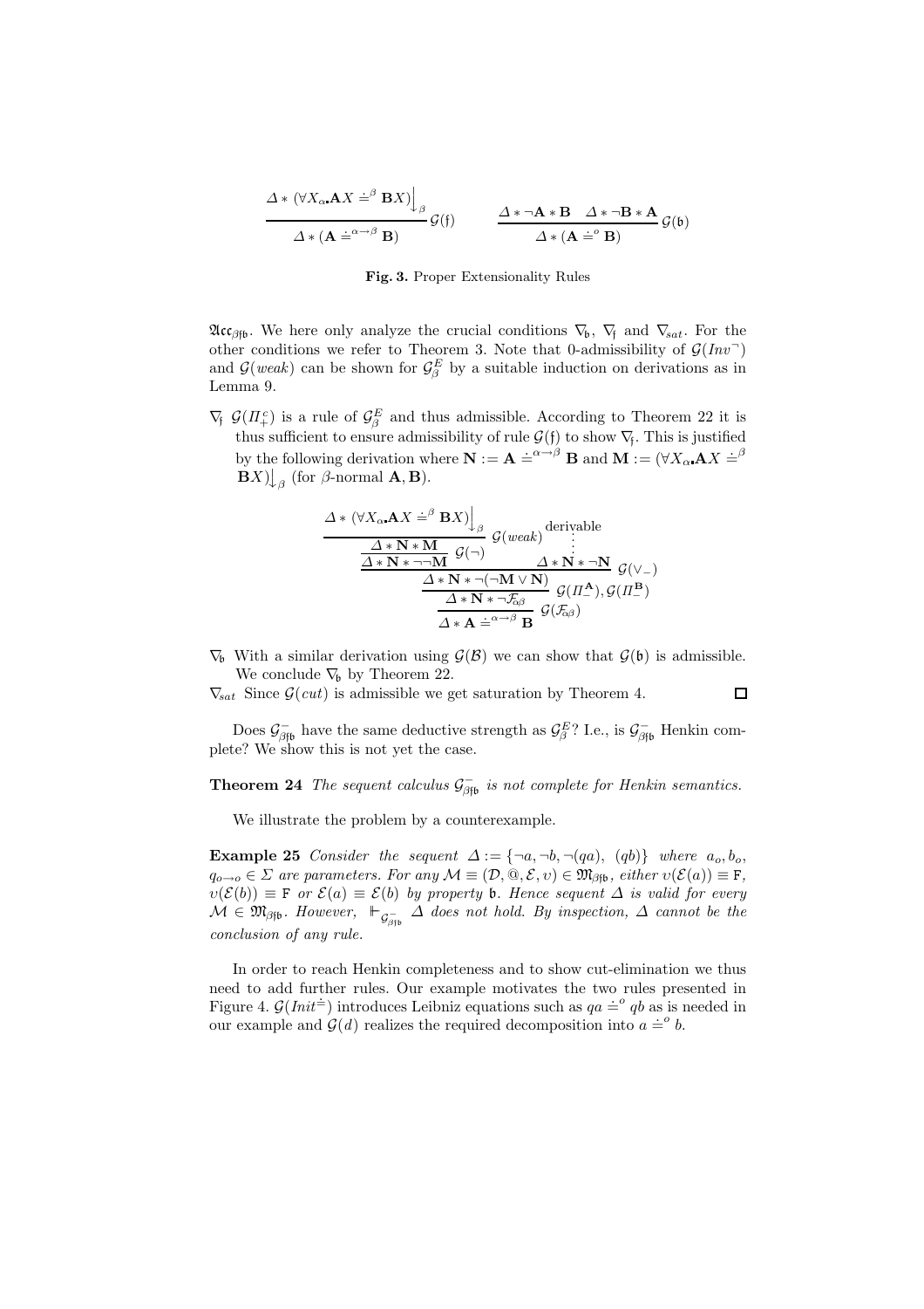$$\frac{\Delta * (\forall X_\alpha \mathbf{.} \mathbf{A}X \doteq^\beta \mathbf{B}X)\big\downarrow_\beta}{\Delta * (\mathbf{A} \doteq^{\alpha\to\beta} \mathbf{B})}\,\mathcal{G}(\mathfrak{f}) \qquad \frac{\Delta * \neg\mathbf{A} * \mathbf{B} \quad \Delta * \neg\mathbf{B} * \mathbf{A}}{\Delta * (\mathbf{A} \doteq^o \mathbf{B})}\,\mathcal{G}(\mathfrak{b})$$

**Fig. 3.** Proper Extensionality Rules

$\mathfrak{Acc}_{\beta\mathfrak{fb}}$. We here only analyze the crucial conditions $\nabla_\mathfrak{b}$, $\nabla_\mathfrak{f}$ and $\nabla_{sat}$. For the other conditions we refer to Theorem 3. Note that 0-admissibility of $\mathcal{G}(Inv^\neg)$ and $\mathcal{G}(weak)$ can be shown for $\mathcal{G}^E_\beta$ by a suitable induction on derivations as in Lemma 9.

$\nabla_\mathfrak{f}$ $\mathcal{G}(\Pi^c_+)$ is a rule of $\mathcal{G}^E_\beta$ and thus admissible. According to Theorem 22 it is thus sufficient to ensure admissibility of rule $\mathcal{G}(\mathfrak{f})$ to show $\nabla_\mathfrak{f}$. This is justified by the following derivation where $\mathbf{N} := \mathbf{A} \doteq^{\alpha\to\beta} \mathbf{B}$ and $\mathbf{M} := (\forall X_\alpha \mathbf{.} \mathbf{A}X \doteq^\beta \mathbf{B}X)\big\downarrow_\beta$ (for $\beta$-normal $\mathbf{A}, \mathbf{B}$).

$$\cfrac{\cfrac{\cfrac{\cfrac{\Delta * (\forall X_\alpha \mathbf{.} \mathbf{A}X \doteq^\beta \mathbf{B}X)\big\downarrow_\beta}{\Delta * \mathbf{N} * \mathbf{M}}\,\mathcal{G}(weak)}{\Delta * \mathbf{N} * \neg\neg\mathbf{M}}\,\mathcal{G}(\neg) \qquad \begin{matrix}\text{derivable}\\ \vdots \\ \Delta * \mathbf{N} * \neg\mathbf{N}\end{matrix}}{\cfrac{\Delta * \mathbf{N} * \neg(\neg\mathbf{M} \vee \mathbf{N})}{\Delta * \mathbf{N} * \neg\mathcal{F}_{\alpha\beta}}\,\mathcal{G}(\Pi^\mathbf{A}_-), \mathcal{G}(\Pi^\mathbf{B}_-)}\,\mathcal{G}(\vee_-)}{\Delta * \mathbf{A} \doteq^{\alpha\to\beta} \mathbf{B}}\,\mathcal{G}(\mathcal{F}_{\alpha\beta})$$

$\nabla_\mathfrak{b}$ With a similar derivation using $\mathcal{G}(\mathcal{B})$ we can show that $\mathcal{G}(\mathfrak{b})$ is admissible. We conclude $\nabla_\mathfrak{b}$ by Theorem 22.

$\nabla_{sat}$ Since $\mathcal{G}(cut)$ is admissible we get saturation by Theorem 4. □

Does $\mathcal{G}^-_{\beta\mathfrak{fb}}$ have the same deductive strength as $\mathcal{G}^E_\beta$? I.e., is $\mathcal{G}^-_{\beta\mathfrak{fb}}$ Henkin complete? We show this is not yet the case.

**Theorem 24** *The sequent calculus $\mathcal{G}^-_{\beta\mathfrak{fb}}$ is not complete for Henkin semantics.*

We illustrate the problem by a counterexample.

**Example 25** *Consider the sequent $\Delta := \{\neg a, \neg b, \neg(qa), (qb)\}$ where $a_o, b_o, q_{o\to o} \in \Sigma$ are parameters. For any $\mathcal{M} \equiv (\mathcal{D}, @, \mathcal{E}, \upsilon) \in \mathfrak{M}_{\beta\mathfrak{fb}}$, either $\upsilon(\mathcal{E}(a)) \equiv \mathtt{F}$, $\upsilon(\mathcal{E}(b)) \equiv \mathtt{F}$ or $\mathcal{E}(a) \equiv \mathcal{E}(b)$ by property $\mathfrak{b}$. Hence sequent $\Delta$ is valid for every $\mathcal{M} \in \mathfrak{M}_{\beta\mathfrak{fb}}$. However, $\Vdash_{\mathcal{G}^-_{\beta\mathfrak{fb}}} \Delta$ does not hold. By inspection, $\Delta$ cannot be the conclusion of any rule.*

In order to reach Henkin completeness and to show cut-elimination we thus need to add further rules. Our example motivates the two rules presented in Figure 4. $\mathcal{G}(Init^{\doteq})$ introduces Leibniz equations such as $qa \doteq^o qb$ as is needed in our example and $\mathcal{G}(d)$ realizes the required decomposition into $a \doteq^o b$.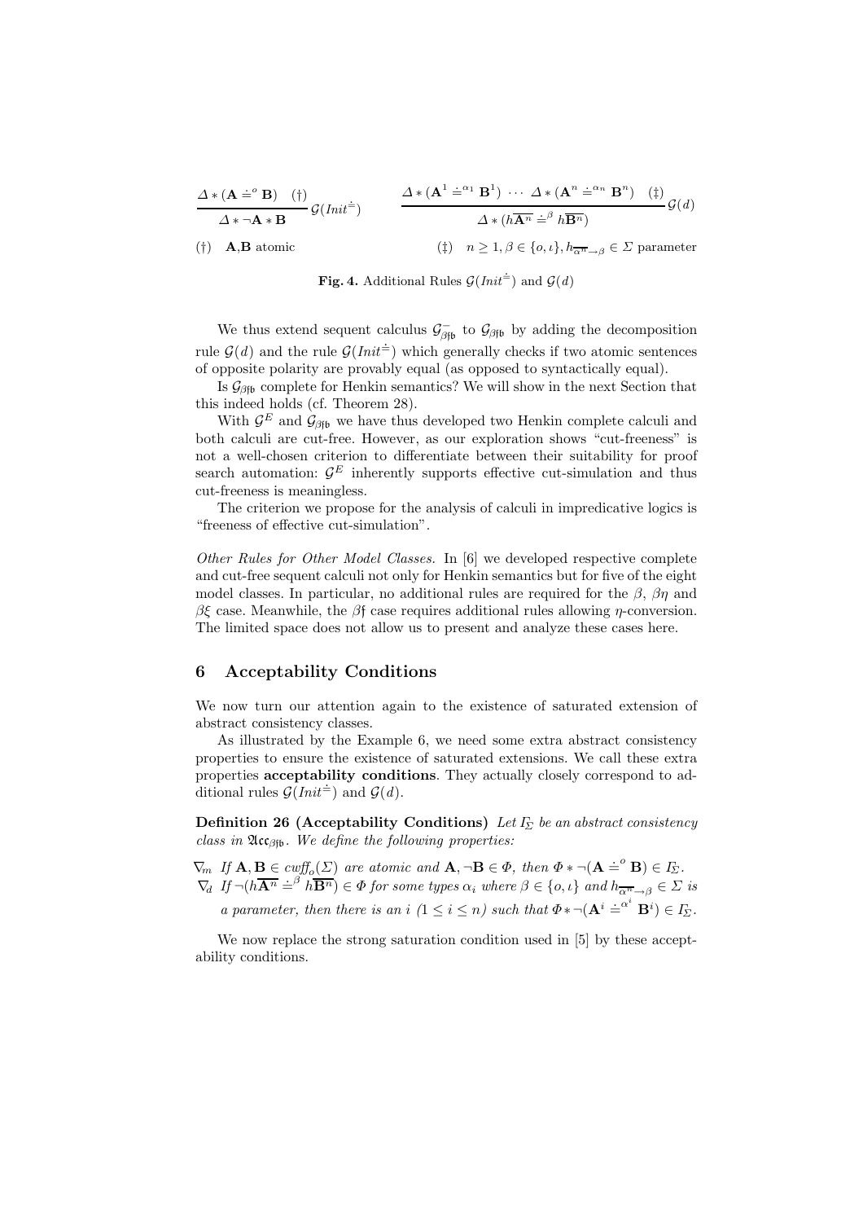$$\frac{\Delta * (\mathbf{A} \doteq^{o} \mathbf{B}) \quad (\dagger)}{\Delta * \neg \mathbf{A} * \mathbf{B}}\,\mathcal{G}(\mathit{Init}^{\doteq}) \qquad \frac{\Delta * (\mathbf{A}^1 \doteq^{\alpha_1} \mathbf{B}^1) \ \cdots \ \Delta * (\mathbf{A}^n \doteq^{\alpha_n} \mathbf{B}^n) \quad (\ddagger)}{\Delta * (h\overline{\mathbf{A}^n} \doteq^{\beta} h\overline{\mathbf{B}^n})}\,\mathcal{G}(d)$$

($\dagger$) $\mathbf{A}$,$\mathbf{B}$ atomic ($\ddagger$) $n \geq 1, \beta \in \{o, \iota\}, h_{\overline{\alpha^n} \to \beta} \in \Sigma$ parameter

**Fig. 4.** Additional Rules $\mathcal{G}(\mathit{Init}^{\doteq})$ and $\mathcal{G}(d)$

We thus extend sequent calculus $\mathcal{G}^{-}_{\beta\mathfrak{f}\mathfrak{b}}$ to $\mathcal{G}_{\beta\mathfrak{f}\mathfrak{b}}$ by adding the decomposition rule $\mathcal{G}(d)$ and the rule $\mathcal{G}(\mathit{Init}^{\doteq})$ which generally checks if two atomic sentences of opposite polarity are provably equal (as opposed to syntactically equal).

Is $\mathcal{G}_{\beta\mathfrak{f}\mathfrak{b}}$ complete for Henkin semantics? We will show in the next Section that this indeed holds (cf. Theorem 28).

With $\mathcal{G}^E$ and $\mathcal{G}_{\beta\mathfrak{f}\mathfrak{b}}$ we have thus developed two Henkin complete calculi and both calculi are cut-free. However, as our exploration shows "cut-freeness" is not a well-chosen criterion to differentiate between their suitability for proof search automation: $\mathcal{G}^E$ inherently supports effective cut-simulation and thus cut-freeness is meaningless.

The criterion we propose for the analysis of calculi in impredicative logics is "freeness of effective cut-simulation".

*Other Rules for Other Model Classes.* In [6] we developed respective complete and cut-free sequent calculi not only for Henkin semantics but for five of the eight model classes. In particular, no additional rules are required for the $\beta$, $\beta\eta$ and $\beta\xi$ case. Meanwhile, the $\beta\mathfrak{f}$ case requires additional rules allowing $\eta$-conversion. The limited space does not allow us to present and analyze these cases here.

## 6 Acceptability Conditions

We now turn our attention again to the existence of saturated extension of abstract consistency classes.

As illustrated by the Example 6, we need some extra abstract consistency properties to ensure the existence of saturated extensions. We call these extra properties **acceptability conditions**. They actually closely correspond to additional rules $\mathcal{G}(\mathit{Init}^{\doteq})$ and $\mathcal{G}(d)$.

**Definition 26 (Acceptability Conditions)** *Let $\Gamma_{\!\Sigma}$ be an abstract consistency class in $\mathfrak{Acc}_{\beta\mathfrak{f}\mathfrak{b}}$. We define the following properties:*

$\nabla_m$ *If $\mathbf{A}, \mathbf{B} \in \mathit{cwff}_o(\Sigma)$ are atomic and $\mathbf{A}, \neg\mathbf{B} \in \Phi$, then $\Phi * \neg(\mathbf{A} \doteq^{o} \mathbf{B}) \in \Gamma_{\!\Sigma}$.*
$\nabla_d$ *If $\neg(h\overline{\mathbf{A}^n} \doteq^{\beta} h\overline{\mathbf{B}^n}) \in \Phi$ for some types $\alpha_i$ where $\beta \in \{o, \iota\}$ and $h_{\overline{\alpha^n} \to \beta} \in \Sigma$ is a parameter, then there is an $i$ ($1 \leq i \leq n$) such that $\Phi * \neg(\mathbf{A}^i \doteq^{\alpha^i} \mathbf{B}^i) \in \Gamma_{\!\Sigma}$.*

We now replace the strong saturation condition used in [5] by these acceptability conditions.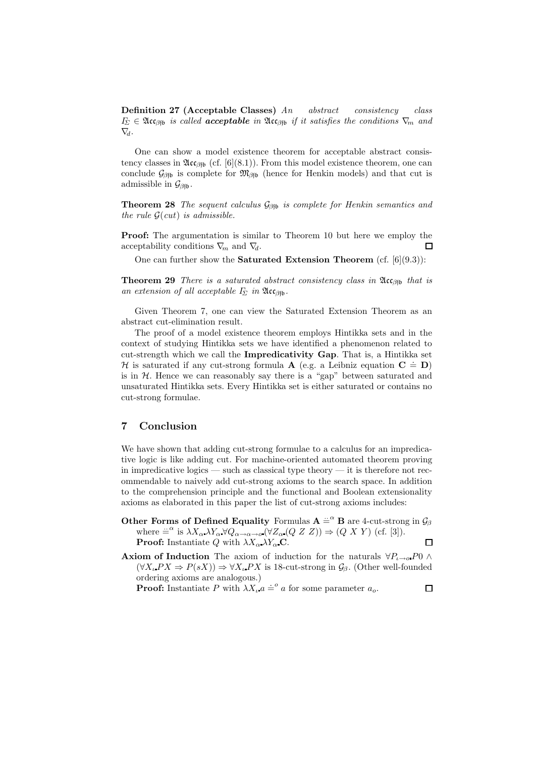**Definition 27 (Acceptable Classes)** *An abstract consistency class $\Gamma_\Sigma \in \mathfrak{Acc}_{\beta\mathfrak{fb}}$ is called **acceptable** in $\mathfrak{Acc}_{\beta\mathfrak{fb}}$ if it satisfies the conditions $\nabla_m$ and $\nabla_d$.*

One can show a model existence theorem for acceptable abstract consistency classes in $\mathfrak{Acc}_{\beta\mathfrak{fb}}$ (cf. [6](8.1)). From this model existence theorem, one can conclude $\mathcal{G}_{\beta\mathfrak{fb}}$ is complete for $\mathfrak{M}_{\beta\mathfrak{fb}}$ (hence for Henkin models) and that cut is admissible in $\mathcal{G}_{\beta\mathfrak{fb}}$.

**Theorem 28** *The sequent calculus $\mathcal{G}_{\beta\mathfrak{fb}}$ is complete for Henkin semantics and the rule $\mathcal{G}(cut)$ is admissible.*

**Proof:** The argumentation is similar to Theorem 10 but here we employ the acceptability conditions $\nabla_m$ and $\nabla_d$. □

One can further show the **Saturated Extension Theorem** (cf. [6](9.3)):

**Theorem 29** *There is a saturated abstract consistency class in $\mathfrak{Acc}_{\beta\mathfrak{fb}}$ that is an extension of all acceptable $\Gamma_\Sigma$ in $\mathfrak{Acc}_{\beta\mathfrak{fb}}$.*

Given Theorem 7, one can view the Saturated Extension Theorem as an abstract cut-elimination result.

The proof of a model existence theorem employs Hintikka sets and in the context of studying Hintikka sets we have identified a phenomenon related to cut-strength which we call the **Impredicativity Gap**. That is, a Hintikka set $\mathcal{H}$ is saturated if any cut-strong formula $\mathbf{A}$ (e.g. a Leibniz equation $\mathbf{C} \doteq \mathbf{D}$) is in $\mathcal{H}$. Hence we can reasonably say there is a "gap" between saturated and unsaturated Hintikka sets. Every Hintikka set is either saturated or contains no cut-strong formulae.

## 7 Conclusion

We have shown that adding cut-strong formulae to a calculus for an impredicative logic is like adding cut. For machine-oriented automated theorem proving in impredicative logics — such as classical type theory — it is therefore not recommendable to naively add cut-strong axioms to the search space. In addition to the comprehension principle and the functional and Boolean extensionality axioms as elaborated in this paper the list of cut-strong axioms includes:

**Other Forms of Defined Equality** Formulas $\mathbf{A} \doteq^\alpha \mathbf{B}$ are 4-cut-strong in $\mathcal{G}_\beta$ where $\doteq^\alpha$ is $\lambda X_\alpha . \lambda Y_\alpha . \forall Q_{\alpha\to\alpha\to o} . (\forall Z_\alpha . (Q\ Z\ Z)) \Rightarrow (Q\ X\ Y)$ (cf. [3]).
**Proof:** Instantiate $Q$ with $\lambda X_\alpha . \lambda Y_\alpha . \mathbf{C}$. □

**Axiom of Induction** The axiom of induction for the naturals $\forall P_{\iota\to o} . P0 \wedge (\forall X_\iota . PX \Rightarrow P(sX)) \Rightarrow \forall X_\iota . PX$ is 18-cut-strong in $\mathcal{G}_\beta$. (Other well-founded ordering axioms are analogous.)
**Proof:** Instantiate $P$ with $\lambda X_\iota . a \doteq^o a$ for some parameter $a_o$. □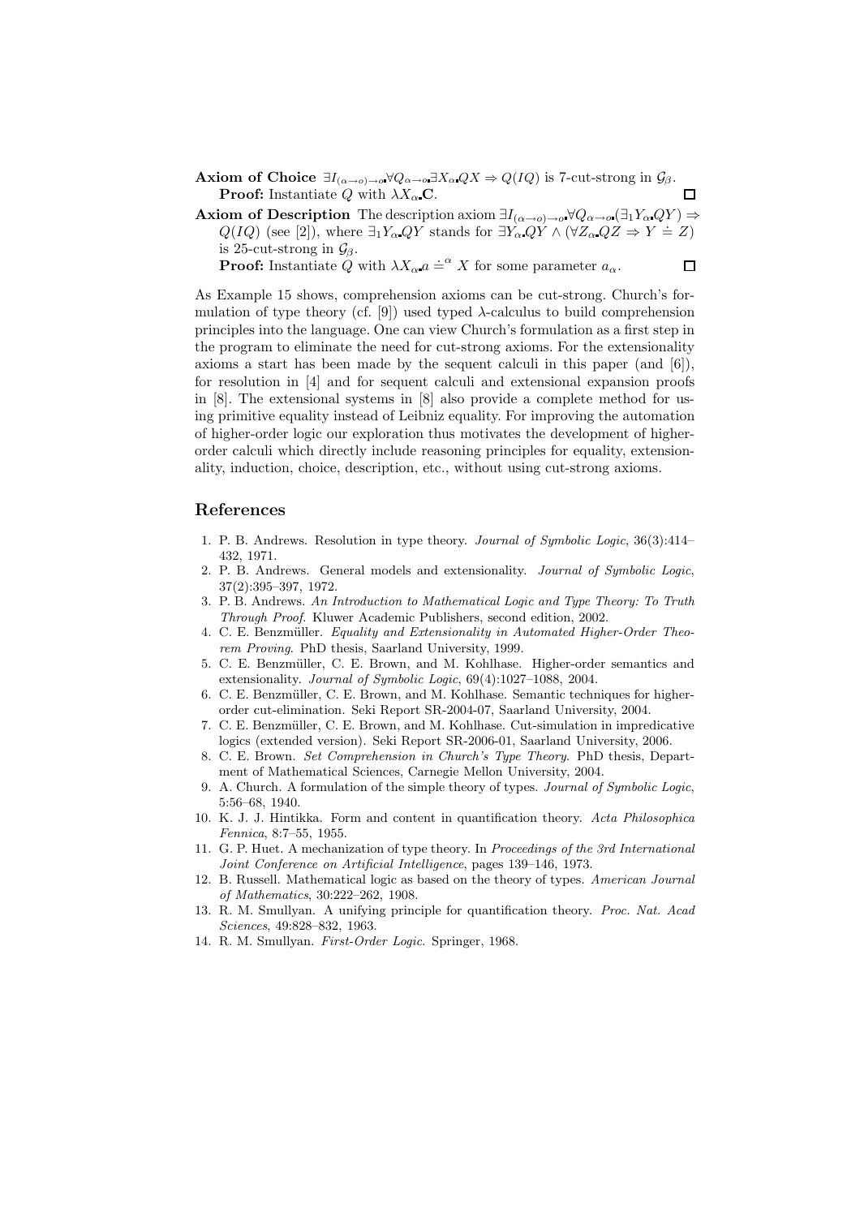**Axiom of Choice** $\exists I_{(\alpha\to o)\to\alpha} \forall Q_{\alpha\to o} \exists X_\alpha QX \Rightarrow Q(IQ)$ is 7-cut-strong in $\mathcal{G}_\beta$.
**Proof:** Instantiate $Q$ with $\lambda X_\alpha \mathbf{C}$. □

**Axiom of Description** The description axiom $\exists I_{(\alpha\to o)\to\alpha} \forall Q_{\alpha\to o} (\exists_1 Y_\alpha QY) \Rightarrow Q(IQ)$ (see [2]), where $\exists_1 Y_\alpha QY$ stands for $\exists Y_\alpha QY \wedge (\forall Z_\alpha QZ \Rightarrow Y \doteq Z)$ is 25-cut-strong in $\mathcal{G}_\beta$.
**Proof:** Instantiate $Q$ with $\lambda X_\alpha a \doteq^\alpha X$ for some parameter $a_\alpha$. □

As Example 15 shows, comprehension axioms can be cut-strong. Church's formulation of type theory (cf. [9]) used typed $\lambda$-calculus to build comprehension principles into the language. One can view Church's formulation as a first step in the program to eliminate the need for cut-strong axioms. For the extensionality axioms a start has been made by the sequent calculi in this paper (and [6]), for resolution in [4] and for sequent calculi and extensional expansion proofs in [8]. The extensional systems in [8] also provide a complete method for using primitive equality instead of Leibniz equality. For improving the automation of higher-order logic our exploration thus motivates the development of higher-order calculi which directly include reasoning principles for equality, extensionality, induction, choice, description, etc., without using cut-strong axioms.

## References

1. P. B. Andrews. Resolution in type theory. *Journal of Symbolic Logic*, 36(3):414–432, 1971.
2. P. B. Andrews. General models and extensionality. *Journal of Symbolic Logic*, 37(2):395–397, 1972.
3. P. B. Andrews. *An Introduction to Mathematical Logic and Type Theory: To Truth Through Proof*. Kluwer Academic Publishers, second edition, 2002.
4. C. E. Benzmüller. *Equality and Extensionality in Automated Higher-Order Theorem Proving*. PhD thesis, Saarland University, 1999.
5. C. E. Benzmüller, C. E. Brown, and M. Kohlhase. Higher-order semantics and extensionality. *Journal of Symbolic Logic*, 69(4):1027–1088, 2004.
6. C. E. Benzmüller, C. E. Brown, and M. Kohlhase. Semantic techniques for higher-order cut-elimination. Seki Report SR-2004-07, Saarland University, 2004.
7. C. E. Benzmüller, C. E. Brown, and M. Kohlhase. Cut-simulation in impredicative logics (extended version). Seki Report SR-2006-01, Saarland University, 2006.
8. C. E. Brown. *Set Comprehension in Church's Type Theory*. PhD thesis, Department of Mathematical Sciences, Carnegie Mellon University, 2004.
9. A. Church. A formulation of the simple theory of types. *Journal of Symbolic Logic*, 5:56–68, 1940.
10. K. J. J. Hintikka. Form and content in quantification theory. *Acta Philosophica Fennica*, 8:7–55, 1955.
11. G. P. Huet. A mechanization of type theory. In *Proceedings of the 3rd International Joint Conference on Artificial Intelligence*, pages 139–146, 1973.
12. B. Russell. Mathematical logic as based on the theory of types. *American Journal of Mathematics*, 30:222–262, 1908.
13. R. M. Smullyan. A unifying principle for quantification theory. *Proc. Nat. Acad Sciences*, 49:828–832, 1963.
14. R. M. Smullyan. *First-Order Logic*. Springer, 1968.